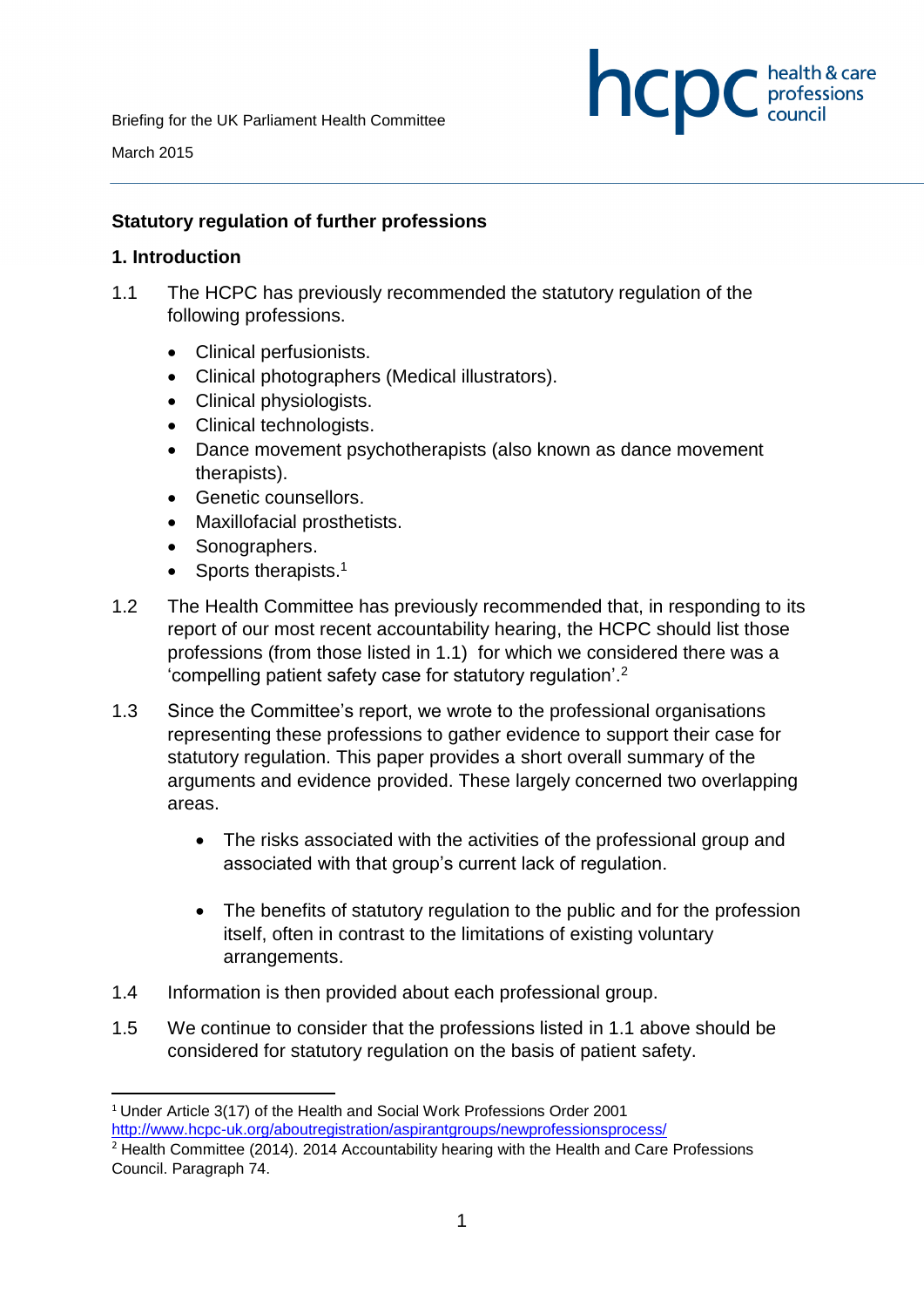Briefing for the UK Parliament Health Committee

March 2015

## Statutory regulation of further professions

### 1. Introduction

1.1 The HCPC has previously recommended the statutory regulation of the following professions.

- Clinical perfusionists.
- Clinical photographers (Medical illustrators).
- Clinical physiologists.
- Clinical technologists.
- Dance movement psychotherapists (also known as dance movement therapists).
- Genetic counsellors.
- Maxillofacial prosthetists.
- Sonographers.
- Sports therapists.[1]

1.2 The Health Committee has previously recommended that, in responding to its report of our most recent accountability hearing, the HCPC should list those professions (from those listed in 1.1) for which we considered there was a 'compelling patient safety case for statutory regulation'.[2]

1.3 Since the Committee's report, we wrote to the professional organisations representing these professions to gather evidence to support their case for statutory regulation. This paper provides a short overall summary of the arguments and evidence provided. These largely concerned two overlapping areas.

- The risks associated with the activities of the professional group and associated with that group's current lack of regulation.
- The benefits of statutory regulation to the public and for the profession itself, often in contrast to the limitations of existing voluntary arrangements.

1.4 Information is then provided about each professional group.

1.5 We continue to consider that the professions listed in 1.1 above should be considered for statutory regulation on the basis of patient safety.

---

[1] Under Article 3(17) of the Health and Social Work Professions Order 2001 http://www.hcpc-uk.org/aboutregistration/aspirantgroups/newprofessionsprocess/

[2] Health Committee (2014). 2014 Accountability hearing with the Health and Care Professions Council. Paragraph 74.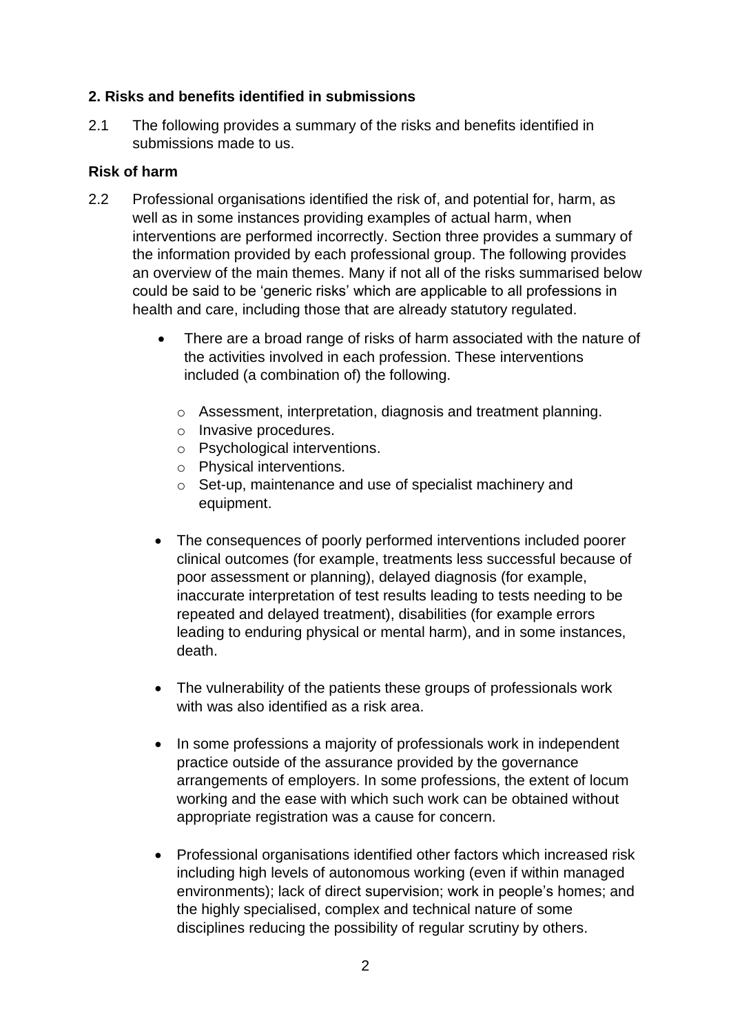## 2. Risks and benefits identified in submissions

2.1 The following provides a summary of the risks and benefits identified in submissions made to us.

### Risk of harm

2.2 Professional organisations identified the risk of, and potential for, harm, as well as in some instances providing examples of actual harm, when interventions are performed incorrectly. Section three provides a summary of the information provided by each professional group. The following provides an overview of the main themes. Many if not all of the risks summarised below could be said to be 'generic risks' which are applicable to all professions in health and care, including those that are already statutory regulated.

- There are a broad range of risks of harm associated with the nature of the activities involved in each profession. These interventions included (a combination of) the following.
  - Assessment, interpretation, diagnosis and treatment planning.
  - Invasive procedures.
  - Psychological interventions.
  - Physical interventions.
  - Set-up, maintenance and use of specialist machinery and equipment.

- The consequences of poorly performed interventions included poorer clinical outcomes (for example, treatments less successful because of poor assessment or planning), delayed diagnosis (for example, inaccurate interpretation of test results leading to tests needing to be repeated and delayed treatment), disabilities (for example errors leading to enduring physical or mental harm), and in some instances, death.

- The vulnerability of the patients these groups of professionals work with was also identified as a risk area.

- In some professions a majority of professionals work in independent practice outside of the assurance provided by the governance arrangements of employers. In some professions, the extent of locum working and the ease with which such work can be obtained without appropriate registration was a cause for concern.

- Professional organisations identified other factors which increased risk including high levels of autonomous working (even if within managed environments); lack of direct supervision; work in people's homes; and the highly specialised, complex and technical nature of some disciplines reducing the possibility of regular scrutiny by others.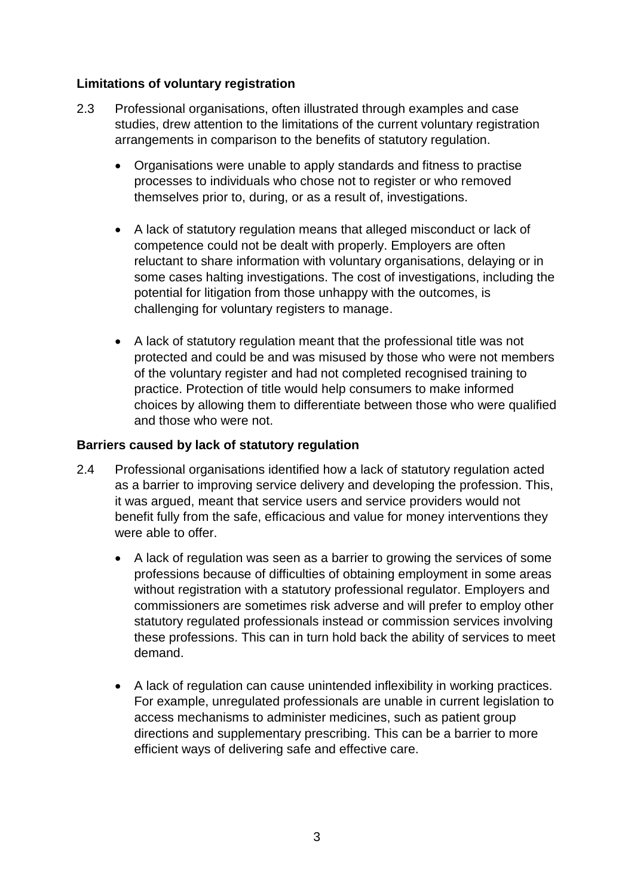### Limitations of voluntary registration

2.3 Professional organisations, often illustrated through examples and case studies, drew attention to the limitations of the current voluntary registration arrangements in comparison to the benefits of statutory regulation.

- Organisations were unable to apply standards and fitness to practise processes to individuals who chose not to register or who removed themselves prior to, during, or as a result of, investigations.

- A lack of statutory regulation means that alleged misconduct or lack of competence could not be dealt with properly. Employers are often reluctant to share information with voluntary organisations, delaying or in some cases halting investigations. The cost of investigations, including the potential for litigation from those unhappy with the outcomes, is challenging for voluntary registers to manage.

- A lack of statutory regulation meant that the professional title was not protected and could be and was misused by those who were not members of the voluntary register and had not completed recognised training to practice. Protection of title would help consumers to make informed choices by allowing them to differentiate between those who were qualified and those who were not.

### Barriers caused by lack of statutory regulation

2.4 Professional organisations identified how a lack of statutory regulation acted as a barrier to improving service delivery and developing the profession. This, it was argued, meant that service users and service providers would not benefit fully from the safe, efficacious and value for money interventions they were able to offer.

- A lack of regulation was seen as a barrier to growing the services of some professions because of difficulties of obtaining employment in some areas without registration with a statutory professional regulator. Employers and commissioners are sometimes risk adverse and will prefer to employ other statutory regulated professionals instead or commission services involving these professions. This can in turn hold back the ability of services to meet demand.

- A lack of regulation can cause unintended inflexibility in working practices. For example, unregulated professionals are unable in current legislation to access mechanisms to administer medicines, such as patient group directions and supplementary prescribing. This can be a barrier to more efficient ways of delivering safe and effective care.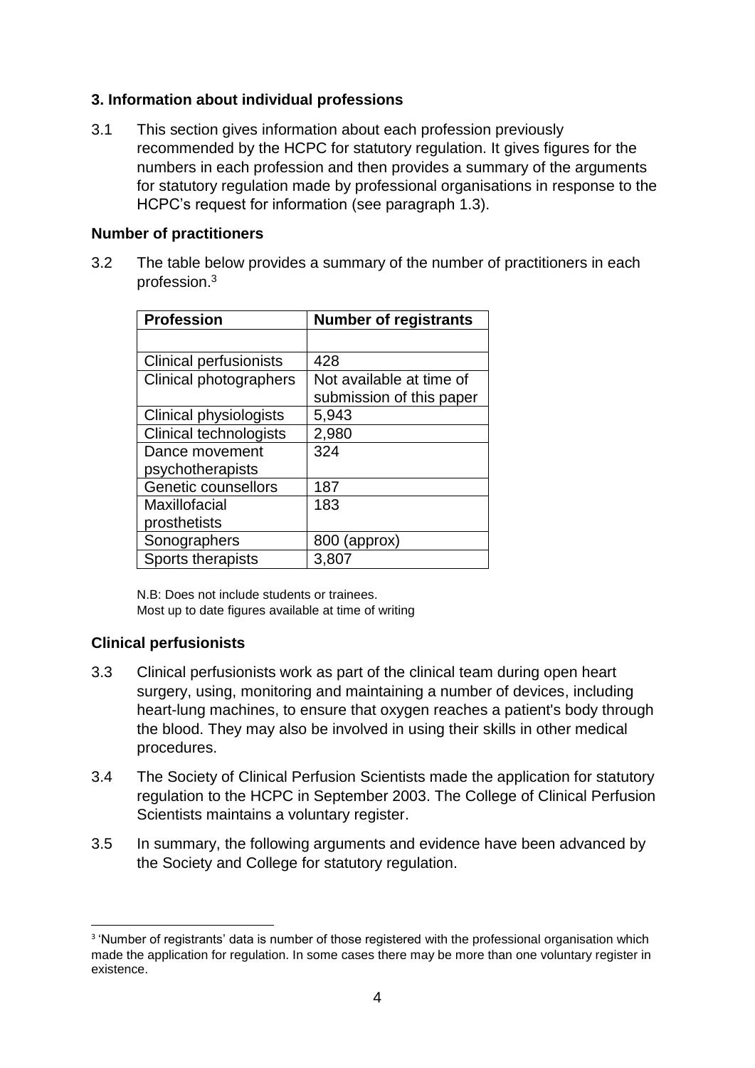### 3. Information about individual professions

3.1 This section gives information about each profession previously recommended by the HCPC for statutory regulation. It gives figures for the numbers in each profession and then provides a summary of the arguments for statutory regulation made by professional organisations in response to the HCPC's request for information (see paragraph 1.3).

#### Number of practitioners

3.2 The table below provides a summary of the number of practitioners in each profession.[3]

| Profession | Number of registrants |
|---|---|
| | |
| Clinical perfusionists | 428 |
| Clinical photographers | Not available at time of submission of this paper |
| Clinical physiologists | 5,943 |
| Clinical technologists | 2,980 |
| Dance movement psychotherapists | 324 |
| Genetic counsellors | 187 |
| Maxillofacial prosthetists | 183 |
| Sonographers | 800 (approx) |
| Sports therapists | 3,807 |

N.B: Does not include students or trainees.
Most up to date figures available at time of writing

#### Clinical perfusionists

3.3 Clinical perfusionists work as part of the clinical team during open heart surgery, using, monitoring and maintaining a number of devices, including heart-lung machines, to ensure that oxygen reaches a patient's body through the blood. They may also be involved in using their skills in other medical procedures.

3.4 The Society of Clinical Perfusion Scientists made the application for statutory regulation to the HCPC in September 2003. The College of Clinical Perfusion Scientists maintains a voluntary register.

3.5 In summary, the following arguments and evidence have been advanced by the Society and College for statutory regulation.

[3] 'Number of registrants' data is number of those registered with the professional organisation which made the application for regulation. In some cases there may be more than one voluntary register in existence.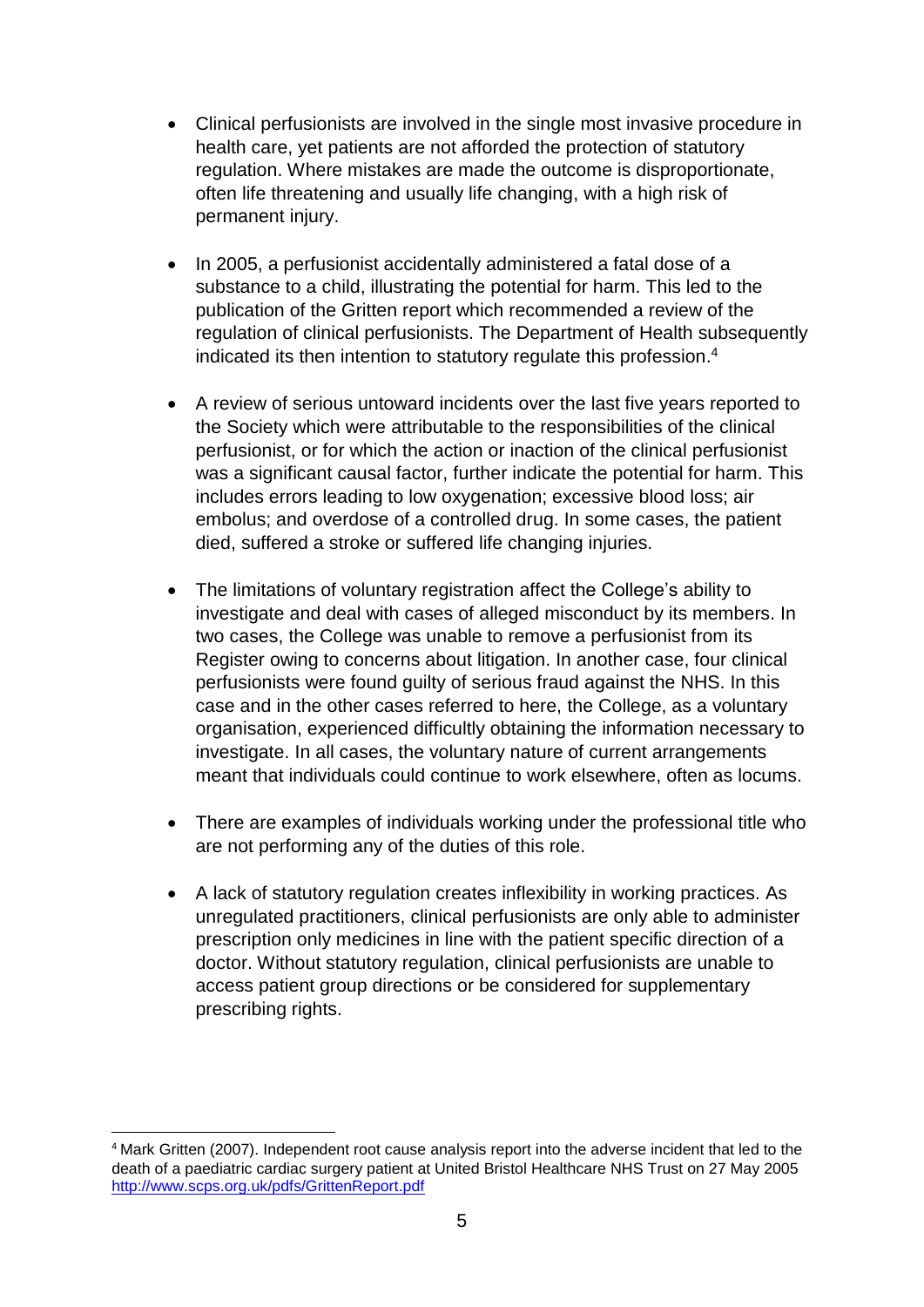- Clinical perfusionists are involved in the single most invasive procedure in health care, yet patients are not afforded the protection of statutory regulation. Where mistakes are made the outcome is disproportionate, often life threatening and usually life changing, with a high risk of permanent injury.

- In 2005, a perfusionist accidentally administered a fatal dose of a substance to a child, illustrating the potential for harm. This led to the publication of the Gritten report which recommended a review of the regulation of clinical perfusionists. The Department of Health subsequently indicated its then intention to statutory regulate this profession.[4]

- A review of serious untoward incidents over the last five years reported to the Society which were attributable to the responsibilities of the clinical perfusionist, or for which the action or inaction of the clinical perfusionist was a significant causal factor, further indicate the potential for harm. This includes errors leading to low oxygenation; excessive blood loss; air embolus; and overdose of a controlled drug. In some cases, the patient died, suffered a stroke or suffered life changing injuries.

- The limitations of voluntary registration affect the College's ability to investigate and deal with cases of alleged misconduct by its members. In two cases, the College was unable to remove a perfusionist from its Register owing to concerns about litigation. In another case, four clinical perfusionists were found guilty of serious fraud against the NHS. In this case and in the other cases referred to here, the College, as a voluntary organisation, experienced difficultly obtaining the information necessary to investigate. In all cases, the voluntary nature of current arrangements meant that individuals could continue to work elsewhere, often as locums.

- There are examples of individuals working under the professional title who are not performing any of the duties of this role.

- A lack of statutory regulation creates inflexibility in working practices. As unregulated practitioners, clinical perfusionists are only able to administer prescription only medicines in line with the patient specific direction of a doctor. Without statutory regulation, clinical perfusionists are unable to access patient group directions or be considered for supplementary prescribing rights.

---

[4] Mark Gritten (2007). Independent root cause analysis report into the adverse incident that led to the death of a paediatric cardiac surgery patient at United Bristol Healthcare NHS Trust on 27 May 2005 http://www.scps.org.uk/pdfs/GrittenReport.pdf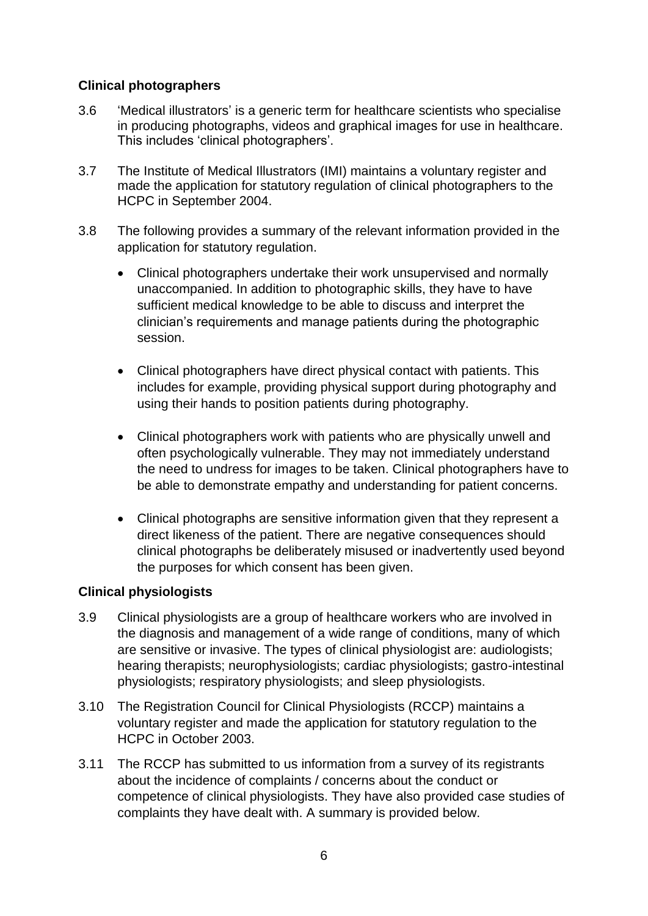### Clinical photographers

3.6 'Medical illustrators' is a generic term for healthcare scientists who specialise in producing photographs, videos and graphical images for use in healthcare. This includes 'clinical photographers'.

3.7 The Institute of Medical Illustrators (IMI) maintains a voluntary register and made the application for statutory regulation of clinical photographers to the HCPC in September 2004.

3.8 The following provides a summary of the relevant information provided in the application for statutory regulation.

- Clinical photographers undertake their work unsupervised and normally unaccompanied. In addition to photographic skills, they have to have sufficient medical knowledge to be able to discuss and interpret the clinician's requirements and manage patients during the photographic session.

- Clinical photographers have direct physical contact with patients. This includes for example, providing physical support during photography and using their hands to position patients during photography.

- Clinical photographers work with patients who are physically unwell and often psychologically vulnerable. They may not immediately understand the need to undress for images to be taken. Clinical photographers have to be able to demonstrate empathy and understanding for patient concerns.

- Clinical photographs are sensitive information given that they represent a direct likeness of the patient. There are negative consequences should clinical photographs be deliberately misused or inadvertently used beyond the purposes for which consent has been given.

### Clinical physiologists

3.9 Clinical physiologists are a group of healthcare workers who are involved in the diagnosis and management of a wide range of conditions, many of which are sensitive or invasive. The types of clinical physiologist are: audiologists; hearing therapists; neurophysiologists; cardiac physiologists; gastro-intestinal physiologists; respiratory physiologists; and sleep physiologists.

3.10 The Registration Council for Clinical Physiologists (RCCP) maintains a voluntary register and made the application for statutory regulation to the HCPC in October 2003.

3.11 The RCCP has submitted to us information from a survey of its registrants about the incidence of complaints / concerns about the conduct or competence of clinical physiologists. They have also provided case studies of complaints they have dealt with. A summary is provided below.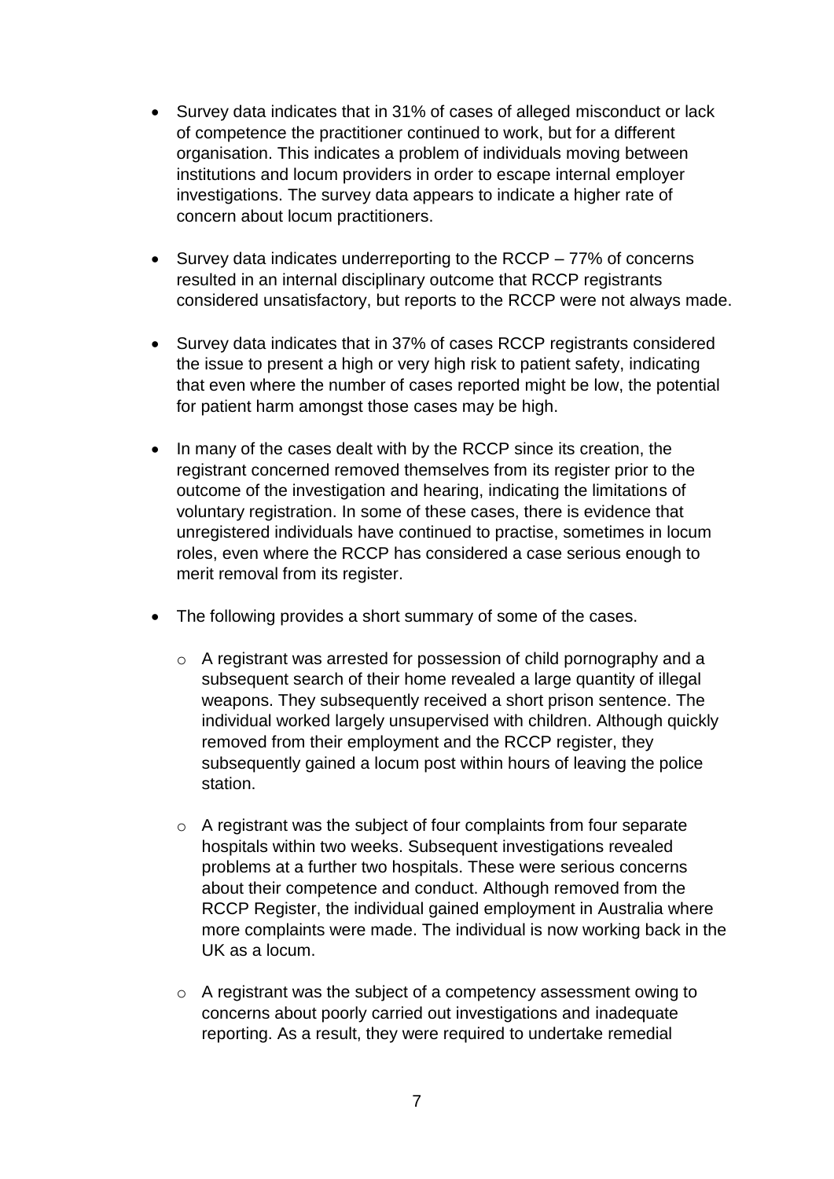- Survey data indicates that in 31% of cases of alleged misconduct or lack of competence the practitioner continued to work, but for a different organisation. This indicates a problem of individuals moving between institutions and locum providers in order to escape internal employer investigations. The survey data appears to indicate a higher rate of concern about locum practitioners.

- Survey data indicates underreporting to the RCCP – 77% of concerns resulted in an internal disciplinary outcome that RCCP registrants considered unsatisfactory, but reports to the RCCP were not always made.

- Survey data indicates that in 37% of cases RCCP registrants considered the issue to present a high or very high risk to patient safety, indicating that even where the number of cases reported might be low, the potential for patient harm amongst those cases may be high.

- In many of the cases dealt with by the RCCP since its creation, the registrant concerned removed themselves from its register prior to the outcome of the investigation and hearing, indicating the limitations of voluntary registration. In some of these cases, there is evidence that unregistered individuals have continued to practise, sometimes in locum roles, even where the RCCP has considered a case serious enough to merit removal from its register.

- The following provides a short summary of some of the cases.

  - A registrant was arrested for possession of child pornography and a subsequent search of their home revealed a large quantity of illegal weapons. They subsequently received a short prison sentence. The individual worked largely unsupervised with children. Although quickly removed from their employment and the RCCP register, they subsequently gained a locum post within hours of leaving the police station.

  - A registrant was the subject of four complaints from four separate hospitals within two weeks. Subsequent investigations revealed problems at a further two hospitals. These were serious concerns about their competence and conduct. Although removed from the RCCP Register, the individual gained employment in Australia where more complaints were made. The individual is now working back in the UK as a locum.

  - A registrant was the subject of a competency assessment owing to concerns about poorly carried out investigations and inadequate reporting. As a result, they were required to undertake remedial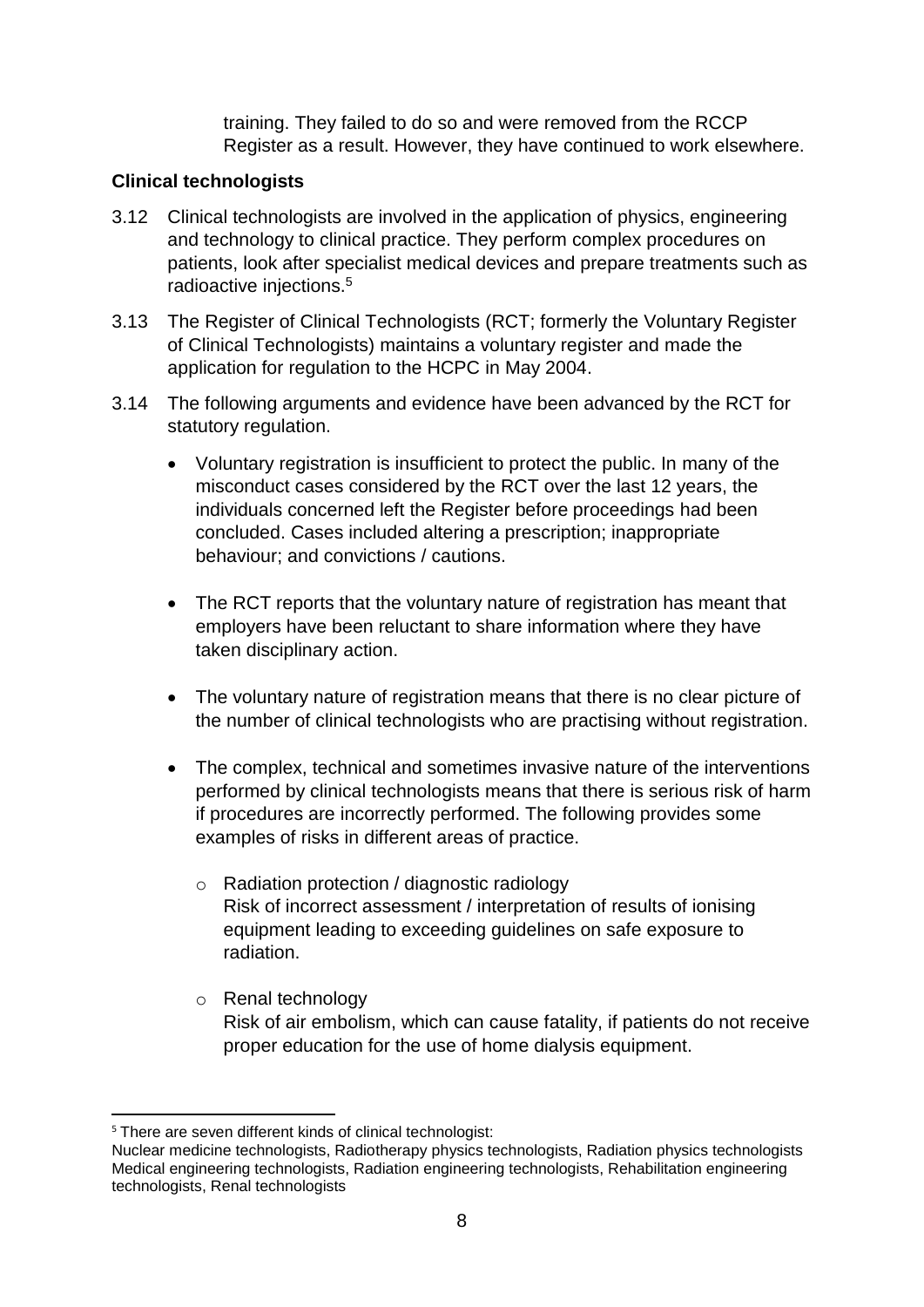training. They failed to do so and were removed from the RCCP Register as a result. However, they have continued to work elsewhere.

### Clinical technologists

3.12 Clinical technologists are involved in the application of physics, engineering and technology to clinical practice. They perform complex procedures on patients, look after specialist medical devices and prepare treatments such as radioactive injections.[5]

3.13 The Register of Clinical Technologists (RCT; formerly the Voluntary Register of Clinical Technologists) maintains a voluntary register and made the application for regulation to the HCPC in May 2004.

3.14 The following arguments and evidence have been advanced by the RCT for statutory regulation.

- Voluntary registration is insufficient to protect the public. In many of the misconduct cases considered by the RCT over the last 12 years, the individuals concerned left the Register before proceedings had been concluded. Cases included altering a prescription; inappropriate behaviour; and convictions / cautions.

- The RCT reports that the voluntary nature of registration has meant that employers have been reluctant to share information where they have taken disciplinary action.

- The voluntary nature of registration means that there is no clear picture of the number of clinical technologists who are practising without registration.

- The complex, technical and sometimes invasive nature of the interventions performed by clinical technologists means that there is serious risk of harm if procedures are incorrectly performed. The following provides some examples of risks in different areas of practice.

    - Radiation protection / diagnostic radiology
      Risk of incorrect assessment / interpretation of results of ionising equipment leading to exceeding guidelines on safe exposure to radiation.

    - Renal technology
      Risk of air embolism, which can cause fatality, if patients do not receive proper education for the use of home dialysis equipment.

---

[5] There are seven different kinds of clinical technologist:
Nuclear medicine technologists, Radiotherapy physics technologists, Radiation physics technologists Medical engineering technologists, Radiation engineering technologists, Rehabilitation engineering technologists, Renal technologists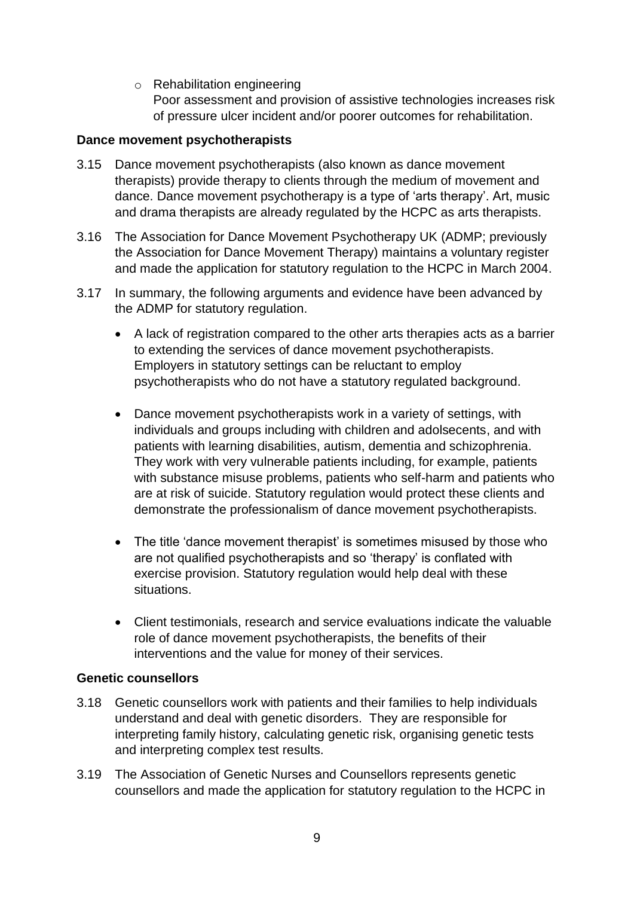- Rehabilitation engineering
  Poor assessment and provision of assistive technologies increases risk of pressure ulcer incident and/or poorer outcomes for rehabilitation.

**Dance movement psychotherapists**

3.15 Dance movement psychotherapists (also known as dance movement therapists) provide therapy to clients through the medium of movement and dance. Dance movement psychotherapy is a type of 'arts therapy'. Art, music and drama therapists are already regulated by the HCPC as arts therapists.

3.16 The Association for Dance Movement Psychotherapy UK (ADMP; previously the Association for Dance Movement Therapy) maintains a voluntary register and made the application for statutory regulation to the HCPC in March 2004.

3.17 In summary, the following arguments and evidence have been advanced by the ADMP for statutory regulation.

- A lack of registration compared to the other arts therapies acts as a barrier to extending the services of dance movement psychotherapists. Employers in statutory settings can be reluctant to employ psychotherapists who do not have a statutory regulated background.

- Dance movement psychotherapists work in a variety of settings, with individuals and groups including with children and adolsecents, and with patients with learning disabilities, autism, dementia and schizophrenia. They work with very vulnerable patients including, for example, patients with substance misuse problems, patients who self-harm and patients who are at risk of suicide. Statutory regulation would protect these clients and demonstrate the professionalism of dance movement psychotherapists.

- The title 'dance movement therapist' is sometimes misused by those who are not qualified psychotherapists and so 'therapy' is conflated with exercise provision. Statutory regulation would help deal with these situations.

- Client testimonials, research and service evaluations indicate the valuable role of dance movement psychotherapists, the benefits of their interventions and the value for money of their services.

**Genetic counsellors**

3.18 Genetic counsellors work with patients and their families to help individuals understand and deal with genetic disorders. They are responsible for interpreting family history, calculating genetic risk, organising genetic tests and interpreting complex test results.

3.19 The Association of Genetic Nurses and Counsellors represents genetic counsellors and made the application for statutory regulation to the HCPC in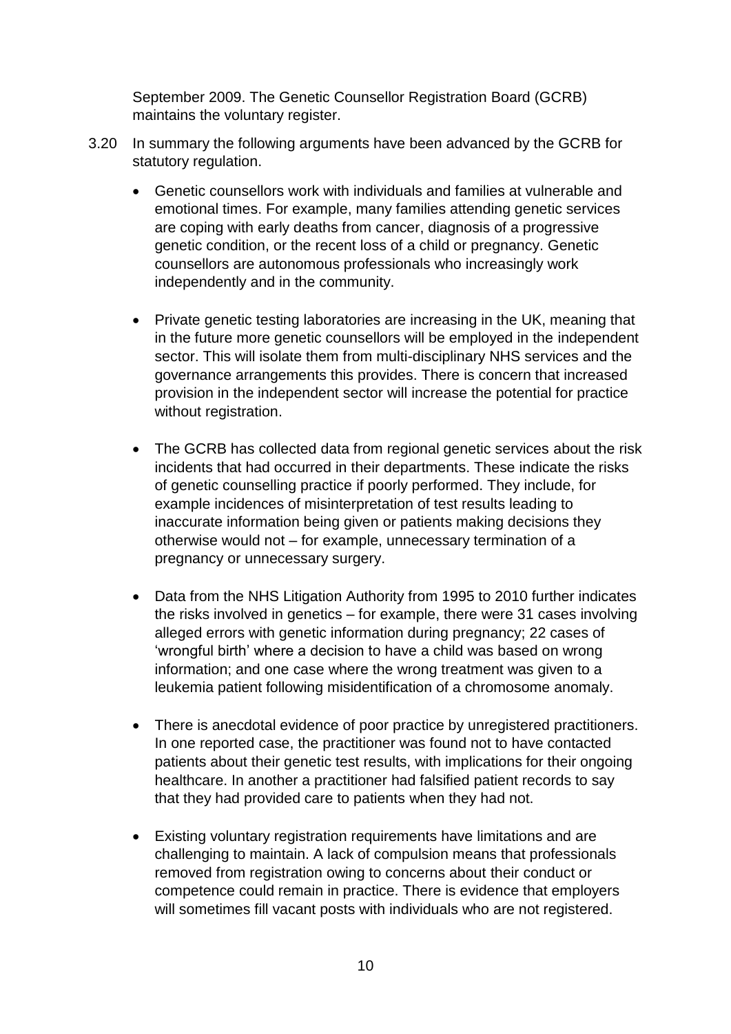September 2009. The Genetic Counsellor Registration Board (GCRB) maintains the voluntary register.

3.20 In summary the following arguments have been advanced by the GCRB for statutory regulation.

- Genetic counsellors work with individuals and families at vulnerable and emotional times. For example, many families attending genetic services are coping with early deaths from cancer, diagnosis of a progressive genetic condition, or the recent loss of a child or pregnancy. Genetic counsellors are autonomous professionals who increasingly work independently and in the community.

- Private genetic testing laboratories are increasing in the UK, meaning that in the future more genetic counsellors will be employed in the independent sector. This will isolate them from multi-disciplinary NHS services and the governance arrangements this provides. There is concern that increased provision in the independent sector will increase the potential for practice without registration.

- The GCRB has collected data from regional genetic services about the risk incidents that had occurred in their departments. These indicate the risks of genetic counselling practice if poorly performed. They include, for example incidences of misinterpretation of test results leading to inaccurate information being given or patients making decisions they otherwise would not – for example, unnecessary termination of a pregnancy or unnecessary surgery.

- Data from the NHS Litigation Authority from 1995 to 2010 further indicates the risks involved in genetics – for example, there were 31 cases involving alleged errors with genetic information during pregnancy; 22 cases of 'wrongful birth' where a decision to have a child was based on wrong information; and one case where the wrong treatment was given to a leukemia patient following misidentification of a chromosome anomaly.

- There is anecdotal evidence of poor practice by unregistered practitioners. In one reported case, the practitioner was found not to have contacted patients about their genetic test results, with implications for their ongoing healthcare. In another a practitioner had falsified patient records to say that they had provided care to patients when they had not.

- Existing voluntary registration requirements have limitations and are challenging to maintain. A lack of compulsion means that professionals removed from registration owing to concerns about their conduct or competence could remain in practice. There is evidence that employers will sometimes fill vacant posts with individuals who are not registered.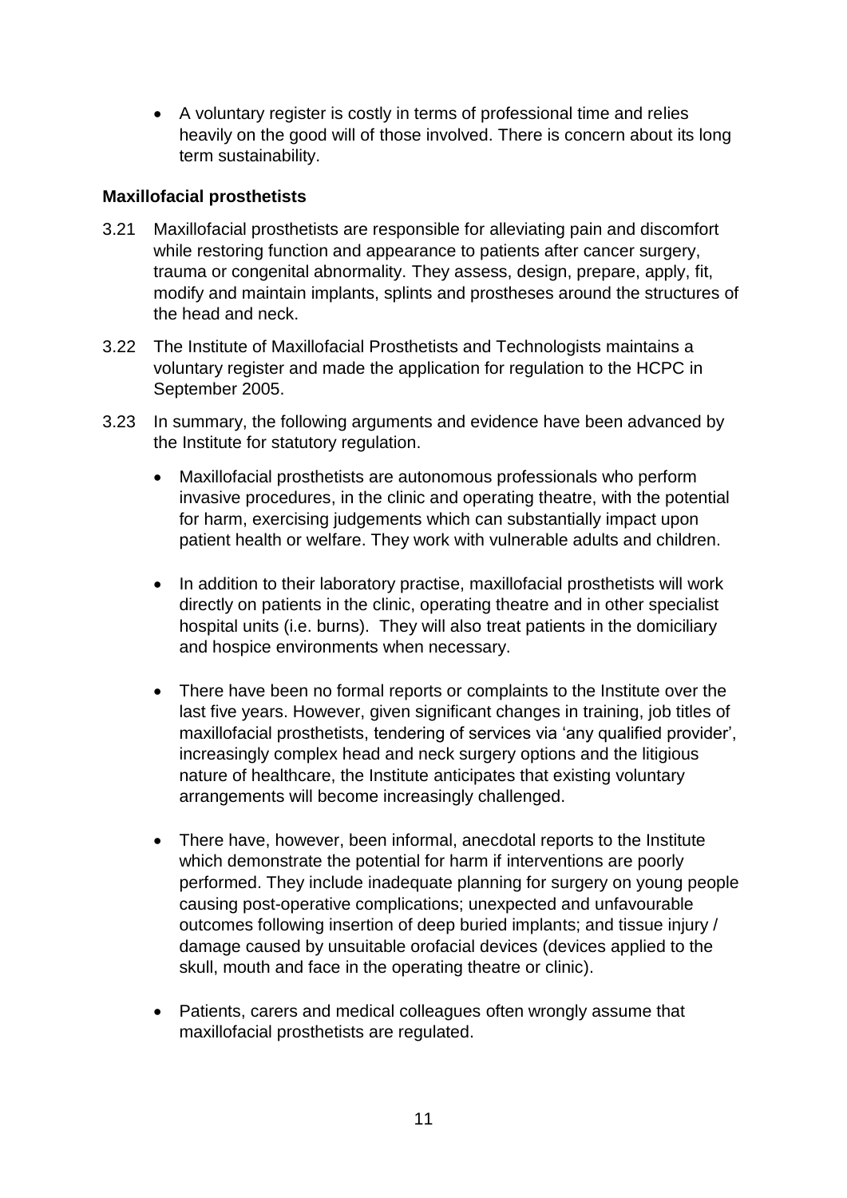- A voluntary register is costly in terms of professional time and relies heavily on the good will of those involved. There is concern about its long term sustainability.

**Maxillofacial prosthetists**

3.21 Maxillofacial prosthetists are responsible for alleviating pain and discomfort while restoring function and appearance to patients after cancer surgery, trauma or congenital abnormality. They assess, design, prepare, apply, fit, modify and maintain implants, splints and prostheses around the structures of the head and neck.

3.22 The Institute of Maxillofacial Prosthetists and Technologists maintains a voluntary register and made the application for regulation to the HCPC in September 2005.

3.23 In summary, the following arguments and evidence have been advanced by the Institute for statutory regulation.

- Maxillofacial prosthetists are autonomous professionals who perform invasive procedures, in the clinic and operating theatre, with the potential for harm, exercising judgements which can substantially impact upon patient health or welfare. They work with vulnerable adults and children.

- In addition to their laboratory practise, maxillofacial prosthetists will work directly on patients in the clinic, operating theatre and in other specialist hospital units (i.e. burns). They will also treat patients in the domiciliary and hospice environments when necessary.

- There have been no formal reports or complaints to the Institute over the last five years. However, given significant changes in training, job titles of maxillofacial prosthetists, tendering of services via 'any qualified provider', increasingly complex head and neck surgery options and the litigious nature of healthcare, the Institute anticipates that existing voluntary arrangements will become increasingly challenged.

- There have, however, been informal, anecdotal reports to the Institute which demonstrate the potential for harm if interventions are poorly performed. They include inadequate planning for surgery on young people causing post-operative complications; unexpected and unfavourable outcomes following insertion of deep buried implants; and tissue injury / damage caused by unsuitable orofacial devices (devices applied to the skull, mouth and face in the operating theatre or clinic).

- Patients, carers and medical colleagues often wrongly assume that maxillofacial prosthetists are regulated.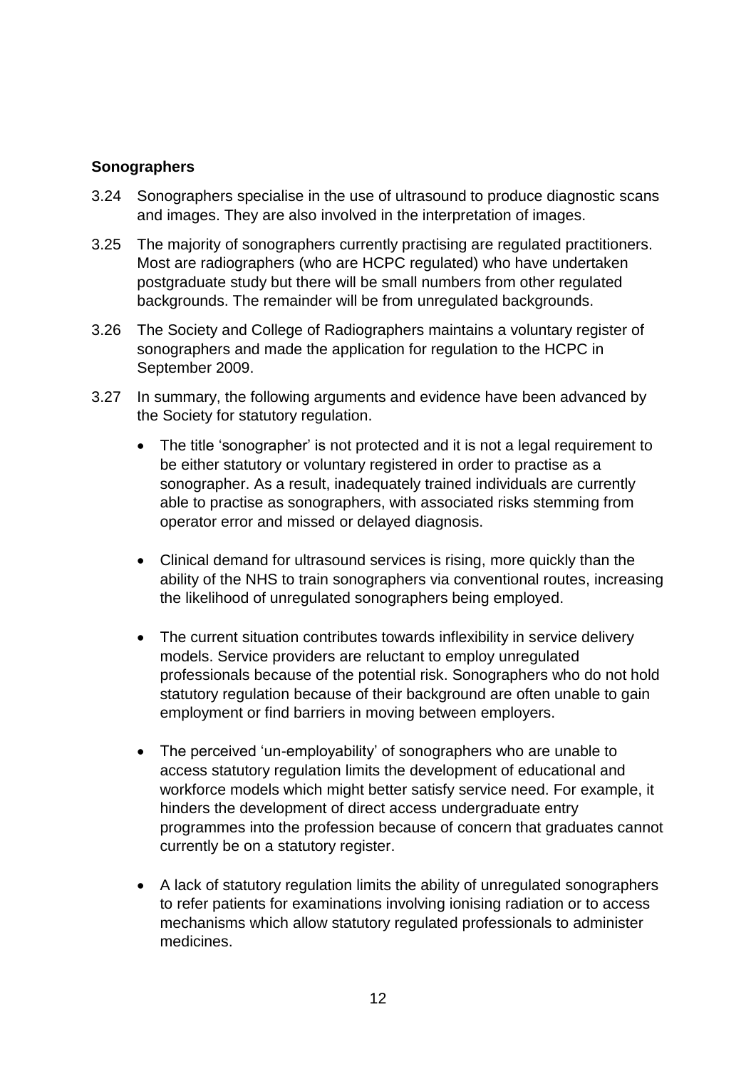**Sonographers**

3.24 Sonographers specialise in the use of ultrasound to produce diagnostic scans and images. They are also involved in the interpretation of images.

3.25 The majority of sonographers currently practising are regulated practitioners. Most are radiographers (who are HCPC regulated) who have undertaken postgraduate study but there will be small numbers from other regulated backgrounds. The remainder will be from unregulated backgrounds.

3.26 The Society and College of Radiographers maintains a voluntary register of sonographers and made the application for regulation to the HCPC in September 2009.

3.27 In summary, the following arguments and evidence have been advanced by the Society for statutory regulation.

- The title 'sonographer' is not protected and it is not a legal requirement to be either statutory or voluntary registered in order to practise as a sonographer. As a result, inadequately trained individuals are currently able to practise as sonographers, with associated risks stemming from operator error and missed or delayed diagnosis.

- Clinical demand for ultrasound services is rising, more quickly than the ability of the NHS to train sonographers via conventional routes, increasing the likelihood of unregulated sonographers being employed.

- The current situation contributes towards inflexibility in service delivery models. Service providers are reluctant to employ unregulated professionals because of the potential risk. Sonographers who do not hold statutory regulation because of their background are often unable to gain employment or find barriers in moving between employers.

- The perceived 'un-employability' of sonographers who are unable to access statutory regulation limits the development of educational and workforce models which might better satisfy service need. For example, it hinders the development of direct access undergraduate entry programmes into the profession because of concern that graduates cannot currently be on a statutory register.

- A lack of statutory regulation limits the ability of unregulated sonographers to refer patients for examinations involving ionising radiation or to access mechanisms which allow statutory regulated professionals to administer medicines.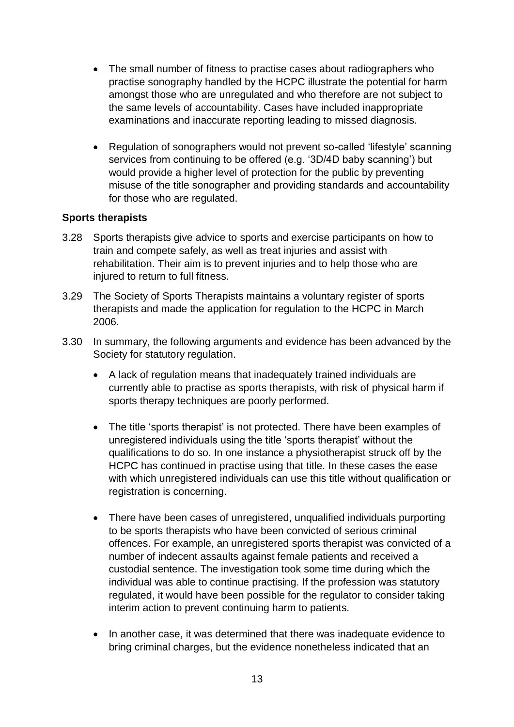- The small number of fitness to practise cases about radiographers who practise sonography handled by the HCPC illustrate the potential for harm amongst those who are unregulated and who therefore are not subject to the same levels of accountability. Cases have included inappropriate examinations and inaccurate reporting leading to missed diagnosis.

- Regulation of sonographers would not prevent so-called 'lifestyle' scanning services from continuing to be offered (e.g. '3D/4D baby scanning') but would provide a higher level of protection for the public by preventing misuse of the title sonographer and providing standards and accountability for those who are regulated.

**Sports therapists**

3.28 Sports therapists give advice to sports and exercise participants on how to train and compete safely, as well as treat injuries and assist with rehabilitation. Their aim is to prevent injuries and to help those who are injured to return to full fitness.

3.29 The Society of Sports Therapists maintains a voluntary register of sports therapists and made the application for regulation to the HCPC in March 2006.

3.30 In summary, the following arguments and evidence has been advanced by the Society for statutory regulation.

- A lack of regulation means that inadequately trained individuals are currently able to practise as sports therapists, with risk of physical harm if sports therapy techniques are poorly performed.

- The title 'sports therapist' is not protected. There have been examples of unregistered individuals using the title 'sports therapist' without the qualifications to do so. In one instance a physiotherapist struck off by the HCPC has continued in practise using that title. In these cases the ease with which unregistered individuals can use this title without qualification or registration is concerning.

- There have been cases of unregistered, unqualified individuals purporting to be sports therapists who have been convicted of serious criminal offences. For example, an unregistered sports therapist was convicted of a number of indecent assaults against female patients and received a custodial sentence. The investigation took some time during which the individual was able to continue practising. If the profession was statutory regulated, it would have been possible for the regulator to consider taking interim action to prevent continuing harm to patients.

- In another case, it was determined that there was inadequate evidence to bring criminal charges, but the evidence nonetheless indicated that an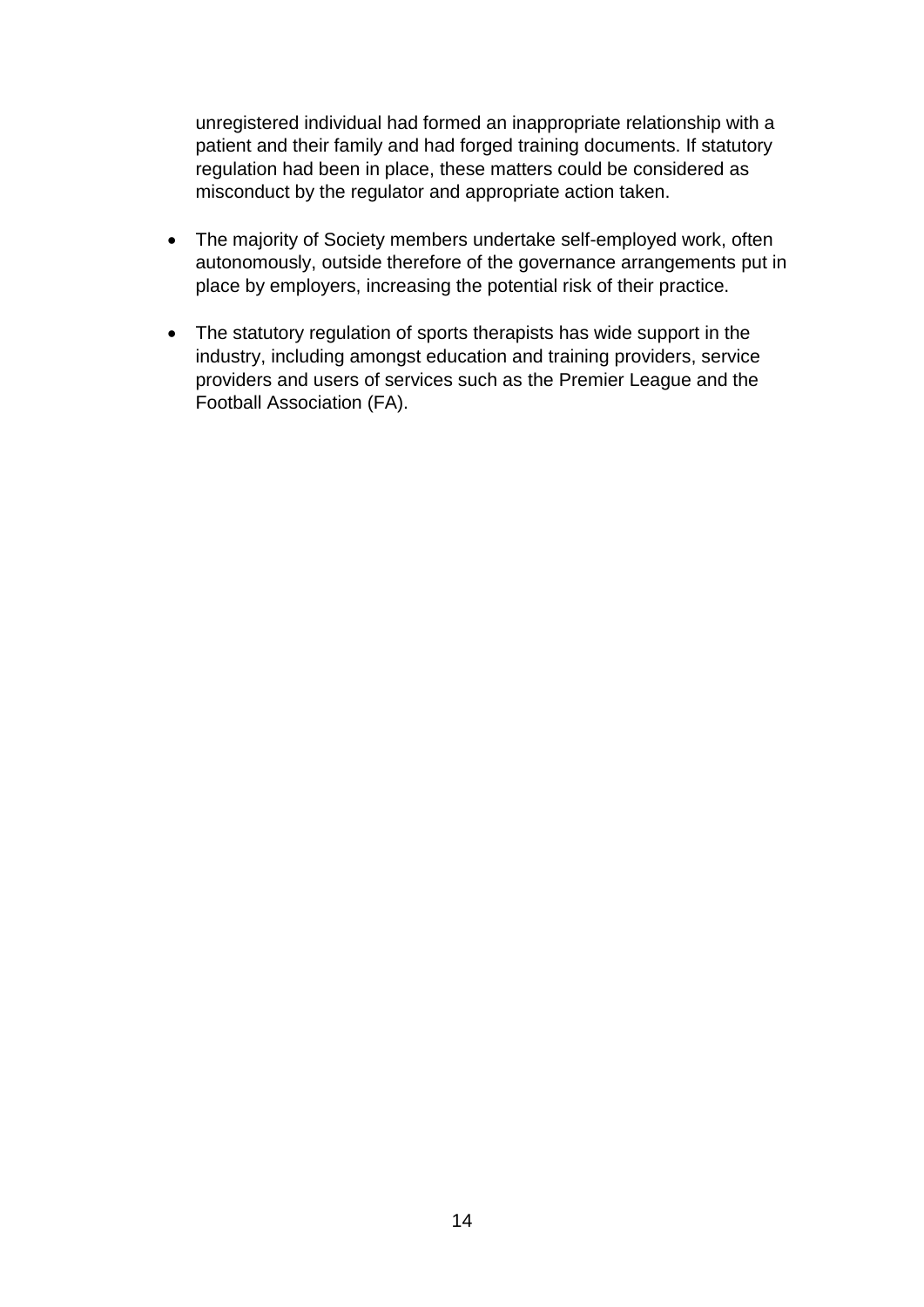unregistered individual had formed an inappropriate relationship with a patient and their family and had forged training documents. If statutory regulation had been in place, these matters could be considered as misconduct by the regulator and appropriate action taken.

- The majority of Society members undertake self-employed work, often autonomously, outside therefore of the governance arrangements put in place by employers, increasing the potential risk of their practice.

- The statutory regulation of sports therapists has wide support in the industry, including amongst education and training providers, service providers and users of services such as the Premier League and the Football Association (FA).